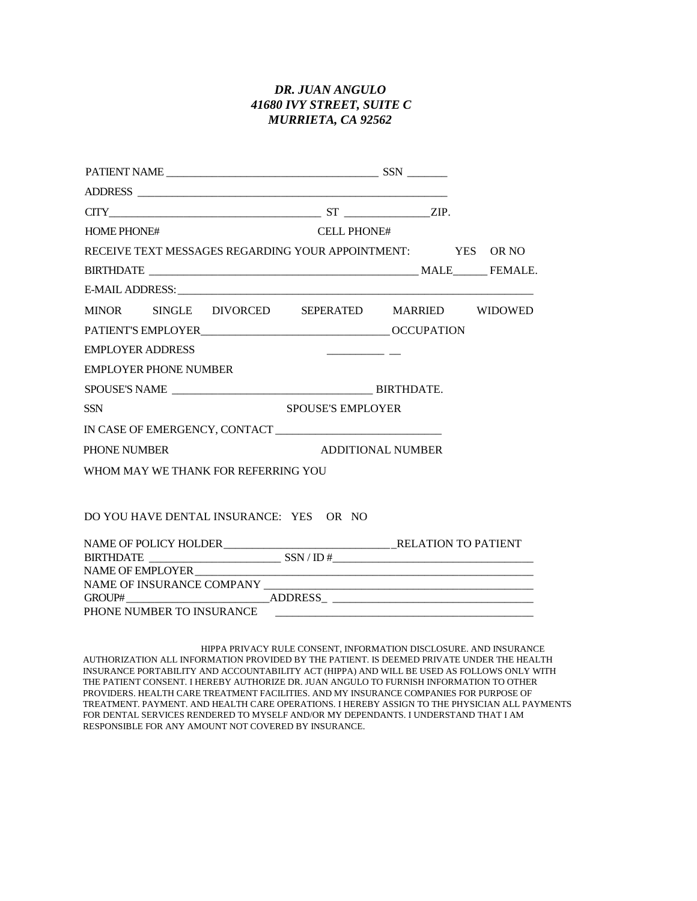***DR. JUAN ANGULO***
***41680 IVY STREET, SUITE C***
***MURRIETA, CA 92562***

PATIENT NAME ______________________________________ SSN _______

ADDRESS ____________________________________________________________

CITY______________________________________ ST _______________ZIP.

HOME PHONE# CELL PHONE#

RECEIVE TEXT MESSAGES REGARDING YOUR APPOINTMENT: YES OR NO

BIRTHDATE ________________________________________________ MALE______ FEMALE.

E-MAIL ADDRESS: __________________________________________________________________

MINOR SINGLE DIVORCED SEPERATED MARRIED WIDOWED

PATIENT'S EMPLOYER_________________________________ OCCUPATION

EMPLOYER ADDRESS __________ __

EMPLOYER PHONE NUMBER

SPOUSE'S NAME ___________________________________ BIRTHDATE.

SSN SPOUSE'S EMPLOYER

IN CASE OF EMERGENCY, CONTACT ____________________________

PHONE NUMBER ADDITIONAL NUMBER

WHOM MAY WE THANK FOR REFERRING YOU

DO YOU HAVE DENTAL INSURANCE: YES OR NO

NAME OF POLICY HOLDER_______________________________RELATION TO PATIENT
BIRTHDATE _______________________ SSN / ID #____________________________________
NAME OF EMPLOYER____________________________________________________________
NAME OF INSURANCE COMPANY _________________________________________________
GROUP#__________________________ADDRESS_ ___________________________________
PHONE NUMBER TO INSURANCE _______________________________________________

HIPPA PRIVACY RULE CONSENT, INFORMATION DISCLOSURE. AND INSURANCE AUTHORIZATION ALL INFORMATION PROVIDED BY THE PATIENT. IS DEEMED PRIVATE UNDER THE HEALTH INSURANCE PORTABILITY AND ACCOUNTABILITY ACT (HIPPA) AND WILL BE USED AS FOLLOWS ONLY WITH THE PATIENT CONSENT. I HEREBY AUTHORIZE DR. JUAN ANGULO TO FURNISH INFORMATION TO OTHER PROVIDERS. HEALTH CARE TREATMENT FACILITIES. AND MY INSURANCE COMPANIES FOR PURPOSE OF TREATMENT. PAYMENT. AND HEALTH CARE OPERATIONS. I HEREBY ASSIGN TO THE PHYSICIAN ALL PAYMENTS FOR DENTAL SERVICES RENDERED TO MYSELF AND/OR MY DEPENDANTS. I UNDERSTAND THAT I AM RESPONSIBLE FOR ANY AMOUNT NOT COVERED BY INSURANCE.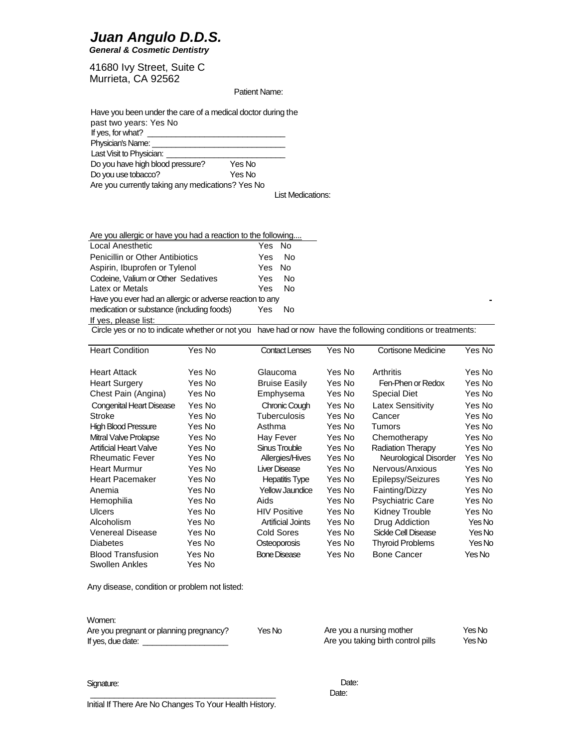# *Juan Angulo D.D.S.*

***General & Cosmetic Dentistry***

41680 Ivy Street, Suite C
Murrieta, CA 92562

Patient Name:

Have you been under the care of a medical doctor during the past two years: Yes No

If yes, for what? ______________________________

Physician's Name: ______________________________

Last Visit to Physician: ___________________________

Do you have high blood pressure? Yes No

Do you use tobacco? Yes No

Are you currently taking any medications? Yes No

List Medications:

Are you allergic or have you had a reaction to the following....

| | |
|---|---|
| Local Anesthetic | Yes No |
| Penicillin or Other Antibiotics | Yes No |
| Aspirin, Ibuprofen or Tylenol | Yes No |
| Codeine, Valium or Other Sedatives | Yes No |
| Latex or Metals | Yes No |

Have you ever had an allergic or adverse reaction to any medication or substance (including foods) Yes No

If yes, please list:

Circle yes or no to indicate whether or not you have had or now have the following conditions or treatments:

| Heart Condition | Yes No | Contact Lenses | Yes No | Cortisone Medicine | Yes No |
|---|---|---|---|---|---|
| Heart Attack | Yes No | Glaucoma | Yes No | Arthritis | Yes No |
| Heart Surgery | Yes No | Bruise Easily | Yes No | Fen-Phen or Redox | Yes No |
| Chest Pain (Angina) | Yes No | Emphysema | Yes No | Special Diet | Yes No |
| Congenital Heart Disease | Yes No | Chronic Cough | Yes No | Latex Sensitivity | Yes No |
| Stroke | Yes No | Tuberculosis | Yes No | Cancer | Yes No |
| High Blood Pressure | Yes No | Asthma | Yes No | Tumors | Yes No |
| Mitral Valve Prolapse | Yes No | Hay Fever | Yes No | Chemotherapy | Yes No |
| Artificial Heart Valve | Yes No | Sinus Trouble | Yes No | Radiation Therapy | Yes No |
| Rheumatic Fever | Yes No | Allergies/Hives | Yes No | Neurological Disorder | Yes No |
| Heart Murmur | Yes No | Liver Disease | Yes No | Nervous/Anxious | Yes No |
| Heart Pacemaker | Yes No | Hepatitis Type | Yes No | Epilepsy/Seizures | Yes No |
| Anemia | Yes No | Yellow Jaundice | Yes No | Fainting/Dizzy | Yes No |
| Hemophilia | Yes No | Aids | Yes No | Psychiatric Care | Yes No |
| Ulcers | Yes No | HIV Positive | Yes No | Kidney Trouble | Yes No |
| Alcoholism | Yes No | Artificial Joints | Yes No | Drug Addiction | Yes No |
| Venereal Disease | Yes No | Cold Sores | Yes No | Sickle Cell Disease | Yes No |
| Diabetes | Yes No | Osteoporosis | Yes No | Thyroid Problems | Yes No |
| Blood Transfusion | Yes No | Bone Disease | Yes No | Bone Cancer | Yes No |
| Swollen Ankles | Yes No | | | | |

Any disease, condition or problem not listed:

Women:

Are you pregnant or planning pregnancy? Yes No

If yes, due date: ___________________

Are you a nursing mother Yes No

Are you taking birth control pills Yes No

Signature: ________________________________________ Date:

Initial If There Are No Changes To Your Health History. Date: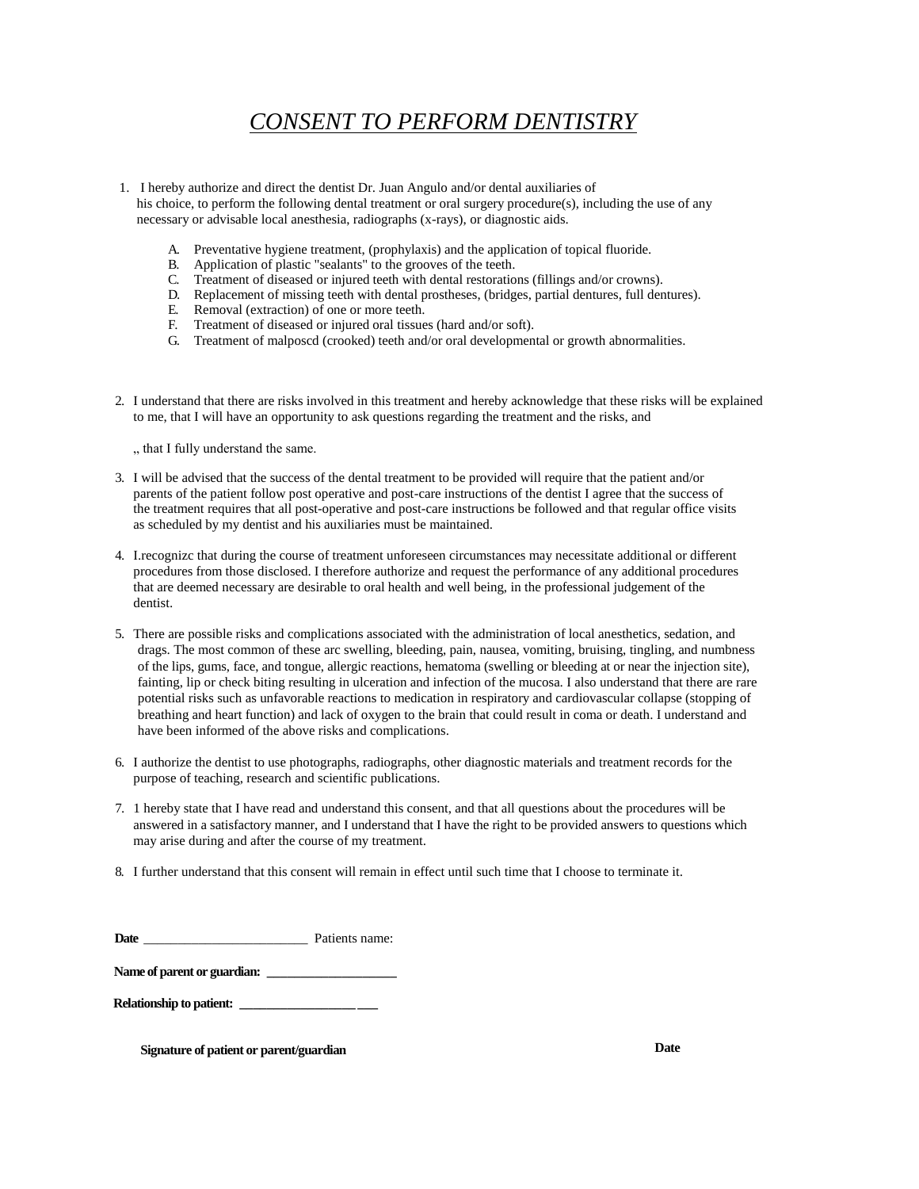# *CONSENT TO PERFORM DENTISTRY*

1. I hereby authorize and direct the dentist Dr. Juan Angulo and/or dental auxiliaries of his choice, to perform the following dental treatment or oral surgery procedure(s), including the use of any necessary or advisable local anesthesia, radiographs (x-rays), or diagnostic aids.

   A. Preventative hygiene treatment, (prophylaxis) and the application of topical fluoride.
   B. Application of plastic "sealants" to the grooves of the teeth.
   C. Treatment of diseased or injured teeth with dental restorations (fillings and/or crowns).
   D. Replacement of missing teeth with dental prostheses, (bridges, partial dentures, full dentures).
   E. Removal (extraction) of one or more teeth.
   F. Treatment of diseased or injured oral tissues (hard and/or soft).
   G. Treatment of malposcd (crooked) teeth and/or oral developmental or growth abnormalities.

2. I understand that there are risks involved in this treatment and hereby acknowledge that these risks will be explained to me, that I will have an opportunity to ask questions regarding the treatment and the risks, and

   „ that I fully understand the same.

3. I will be advised that the success of the dental treatment to be provided will require that the patient and/or parents of the patient follow post operative and post-care instructions of the dentist I agree that the success of the treatment requires that all post-operative and post-care instructions be followed and that regular office visits as scheduled by my dentist and his auxiliaries must be maintained.

4. I.recognizc that during the course of treatment unforeseen circumstances may necessitate additional or different procedures from those disclosed. I therefore authorize and request the performance of any additional procedures that are deemed necessary are desirable to oral health and well being, in the professional judgement of the dentist.

5. There are possible risks and complications associated with the administration of local anesthetics, sedation, and drags. The most common of these arc swelling, bleeding, pain, nausea, vomiting, bruising, tingling, and numbness of the lips, gums, face, and tongue, allergic reactions, hematoma (swelling or bleeding at or near the injection site), fainting, lip or check biting resulting in ulceration and infection of the mucosa. I also understand that there are rare potential risks such as unfavorable reactions to medication in respiratory and cardiovascular collapse (stopping of breathing and heart function) and lack of oxygen to the brain that could result in coma or death. I understand and have been informed of the above risks and complications.

6. I authorize the dentist to use photographs, radiographs, other diagnostic materials and treatment records for the purpose of teaching, research and scientific publications.

7. 1 hereby state that I have read and understand this consent, and that all questions about the procedures will be answered in a satisfactory manner, and I understand that I have the right to be provided answers to questions which may arise during and after the course of my treatment.

8. I further understand that this consent will remain in effect until such time that I choose to terminate it.

**Date** ________________________ Patients name:

**Name of parent or guardian:** ____________________

**Relationship to patient:** ____________________

**Signature of patient or parent/guardian** **Date**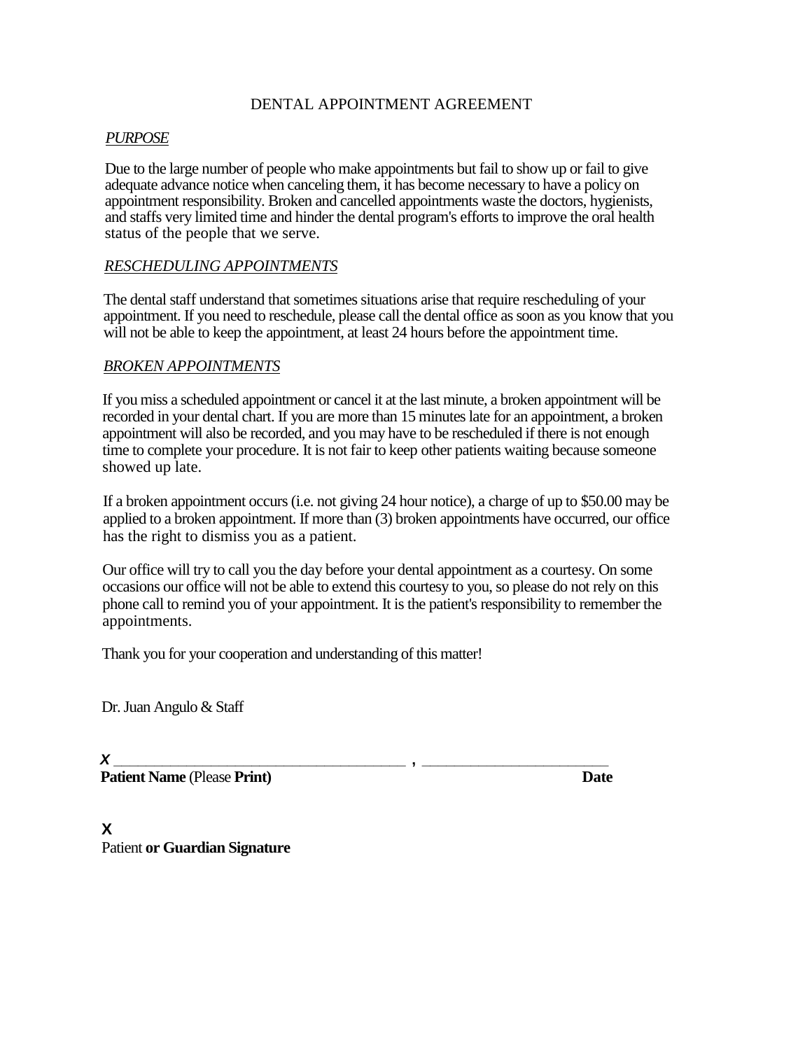# DENTAL APPOINTMENT AGREEMENT

*PURPOSE*

Due to the large number of people who make appointments but fail to show up or fail to give adequate advance notice when canceling them, it has become necessary to have a policy on appointment responsibility. Broken and cancelled appointments waste the doctors, hygienists, and staffs very limited time and hinder the dental program's efforts to improve the oral health status of the people that we serve.

*RESCHEDULING APPOINTMENTS*

The dental staff understand that sometimes situations arise that require rescheduling of your appointment. If you need to reschedule, please call the dental office as soon as you know that you will not be able to keep the appointment, at least 24 hours before the appointment time.

*BROKEN APPOINTMENTS*

If you miss a scheduled appointment or cancel it at the last minute, a broken appointment will be recorded in your dental chart. If you are more than 15 minutes late for an appointment, a broken appointment will also be recorded, and you may have to be rescheduled if there is not enough time to complete your procedure. It is not fair to keep other patients waiting because someone showed up late.

If a broken appointment occurs (i.e. not giving 24 hour notice), a charge of up to $50.00 may be applied to a broken appointment. If more than (3) broken appointments have occurred, our office has the right to dismiss you as a patient.

Our office will try to call you the day before your dental appointment as a courtesy. On some occasions our office will not be able to extend this courtesy to you, so please do not rely on this phone call to remind you of your appointment. It is the patient's responsibility to remember the appointments.

Thank you for your cooperation and understanding of this matter!

Dr. Juan Angulo & Staff

*X* ______________________________________ , ________________________

**Patient Name** (Please **Print)** **Date**

**X**

Patient **or Guardian Signature**